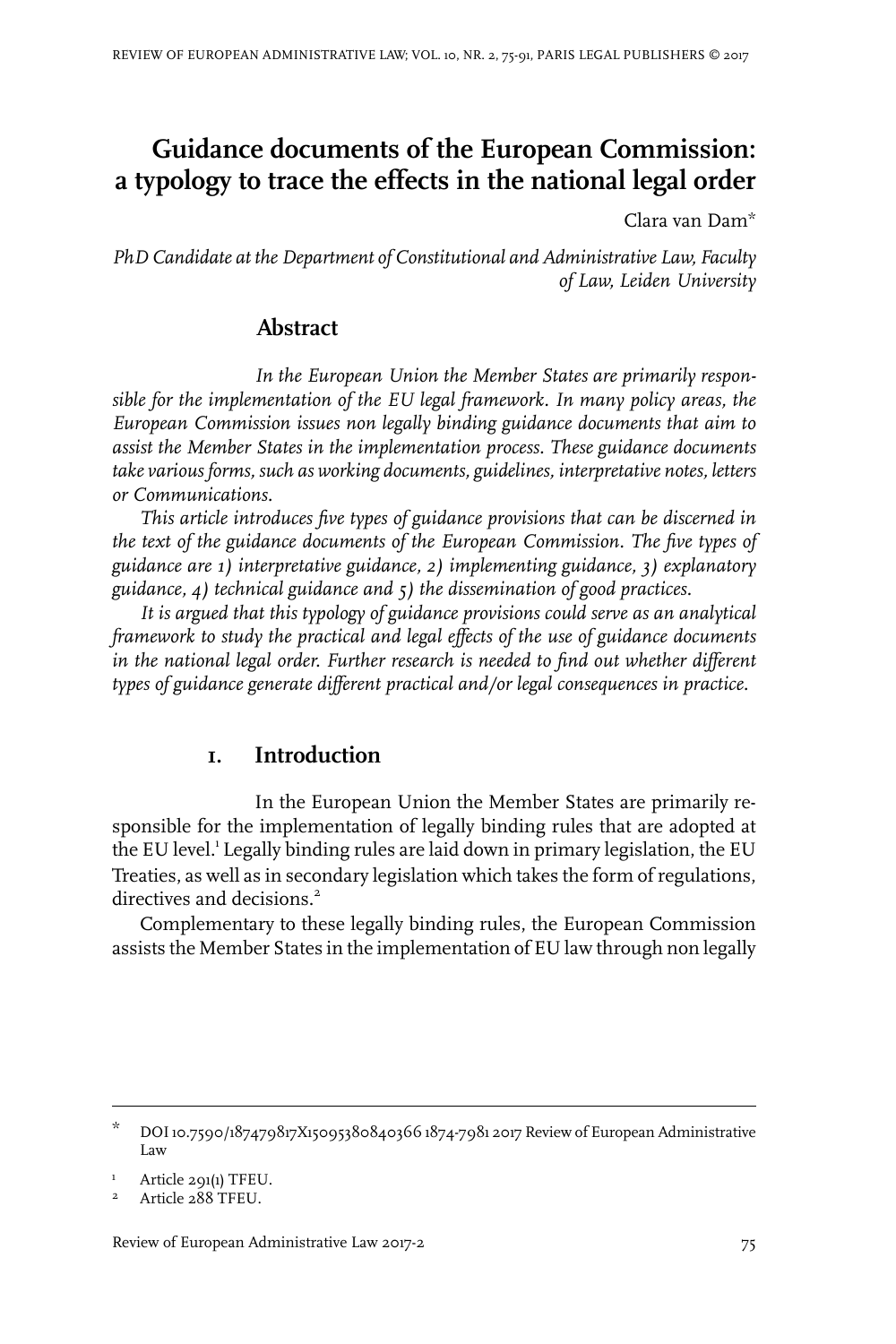# Guidance documents of the European Commission: a typology to trace the effects in the national legal order

Clara van Dam*

*PhD Candidate at the Department of Constitutional and Administrative Law, Faculty of Law, Leiden University*

## Abstract

*In the European Union the Member States are primarily responsible for the implementation of the EU legal framework. In many policy areas, the European Commission issues non legally binding guidance documents that aim to assist the Member States in the implementation process. These guidance documents take various forms, such as working documents, guidelines, interpretative notes, letters or Communications.*

*This article introduces five types of guidance provisions that can be discerned in the text of the guidance documents of the European Commission. The five types of guidance are 1) interpretative guidance, 2) implementing guidance, 3) explanatory guidance, 4) technical guidance and 5) the dissemination of good practices.*

*It is argued that this typology of guidance provisions could serve as an analytical framework to study the practical and legal effects of the use of guidance documents in the national legal order. Further research is needed to find out whether different types of guidance generate different practical and/or legal consequences in practice.*

## 1. Introduction

In the European Union the Member States are primarily responsible for the implementation of legally binding rules that are adopted at the EU level.[1] Legally binding rules are laid down in primary legislation, the EU Treaties, as well as in secondary legislation which takes the form of regulations, directives and decisions.[2]

Complementary to these legally binding rules, the European Commission assists the Member States in the implementation of EU law through non legally

---

\* DOI 10.7590/187479817X15095380840366 1874-7981 2017 Review of European Administrative Law

1 Article 291(1) TFEU.

2 Article 288 TFEU.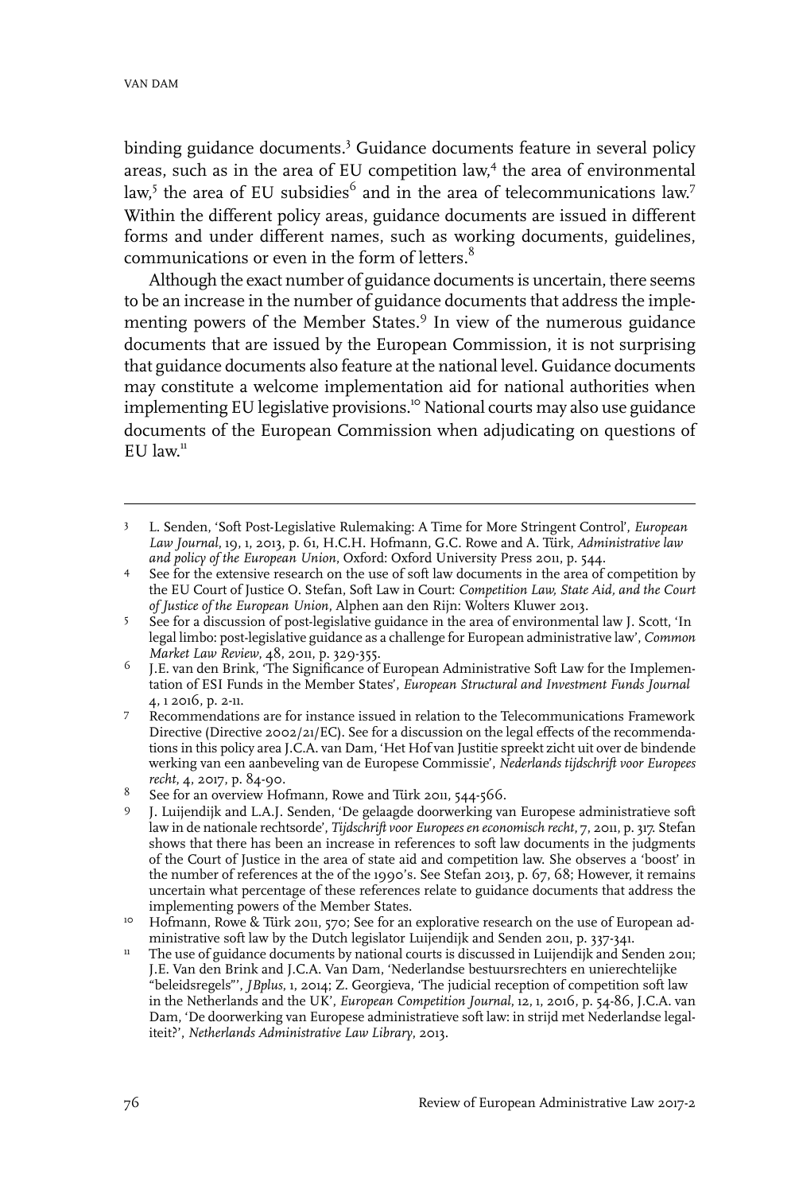binding guidance documents.[3] Guidance documents feature in several policy areas, such as in the area of EU competition law,[4] the area of environmental law,[5] the area of EU subsidies[6] and in the area of telecommunications law.[7] Within the different policy areas, guidance documents are issued in different forms and under different names, such as working documents, guidelines, communications or even in the form of letters.[8]

Although the exact number of guidance documents is uncertain, there seems to be an increase in the number of guidance documents that address the implementing powers of the Member States.[9] In view of the numerous guidance documents that are issued by the European Commission, it is not surprising that guidance documents also feature at the national level. Guidance documents may constitute a welcome implementation aid for national authorities when implementing EU legislative provisions.[10] National courts may also use guidance documents of the European Commission when adjudicating on questions of EU law.[11]

---

3 L. Senden, 'Soft Post-Legislative Rulemaking: A Time for More Stringent Control', *European Law Journal*, 19, 1, 2013, p. 61, H.C.H. Hofmann, G.C. Rowe and A. Türk, *Administrative law and policy of the European Union*, Oxford: Oxford University Press 2011, p. 544.

4 See for the extensive research on the use of soft law documents in the area of competition by the EU Court of Justice O. Stefan, Soft Law in Court: *Competition Law, State Aid, and the Court of Justice of the European Union*, Alphen aan den Rijn: Wolters Kluwer 2013.

5 See for a discussion of post-legislative guidance in the area of environmental law J. Scott, 'In legal limbo: post-legislative guidance as a challenge for European administrative law', *Common Market Law Review*, 48, 2011, p. 329-355.

6 J.E. van den Brink, 'The Significance of European Administrative Soft Law for the Implementation of ESI Funds in the Member States', *European Structural and Investment Funds Journal* 4, 1 2016, p. 2-11.

7 Recommendations are for instance issued in relation to the Telecommunications Framework Directive (Directive 2002/21/EC). See for a discussion on the legal effects of the recommendations in this policy area J.C.A. van Dam, 'Het Hof van Justitie spreekt zicht uit over de bindende werking van een aanbeveling van de Europese Commissie', *Nederlands tijdschrift voor Europees recht*, 4, 2017, p. 84-90.

8 See for an overview Hofmann, Rowe and Türk 2011, 544-566.

9 J. Luijendijk and L.A.J. Senden, 'De gelaagde doorwerking van Europese administratieve soft law in de nationale rechtsorde', *Tijdschrift voor Europees en economisch recht*, 7, 2011, p. 317. Stefan shows that there has been an increase in references to soft law documents in the judgments of the Court of Justice in the area of state aid and competition law. She observes a 'boost' in the number of references at the of the 1990's. See Stefan 2013, p. 67, 68; However, it remains uncertain what percentage of these references relate to guidance documents that address the implementing powers of the Member States.

10 Hofmann, Rowe & Türk 2011, 570; See for an explorative research on the use of European administrative soft law by the Dutch legislator Luijendijk and Senden 2011, p. 337-341.

11 The use of guidance documents by national courts is discussed in Luijendijk and Senden 2011; J.E. Van den Brink and J.C.A. Van Dam, 'Nederlandse bestuursrechters en unierechtelijke "beleidsregels"', *JBplus*, 1, 2014; Z. Georgieva, 'The judicial reception of competition soft law in the Netherlands and the UK', *European Competition Journal*, 12, 1, 2016, p. 54-86, J.C.A. van Dam, 'De doorwerking van Europese administratieve soft law: in strijd met Nederlandse legaliteit?', *Netherlands Administrative Law Library*, 2013.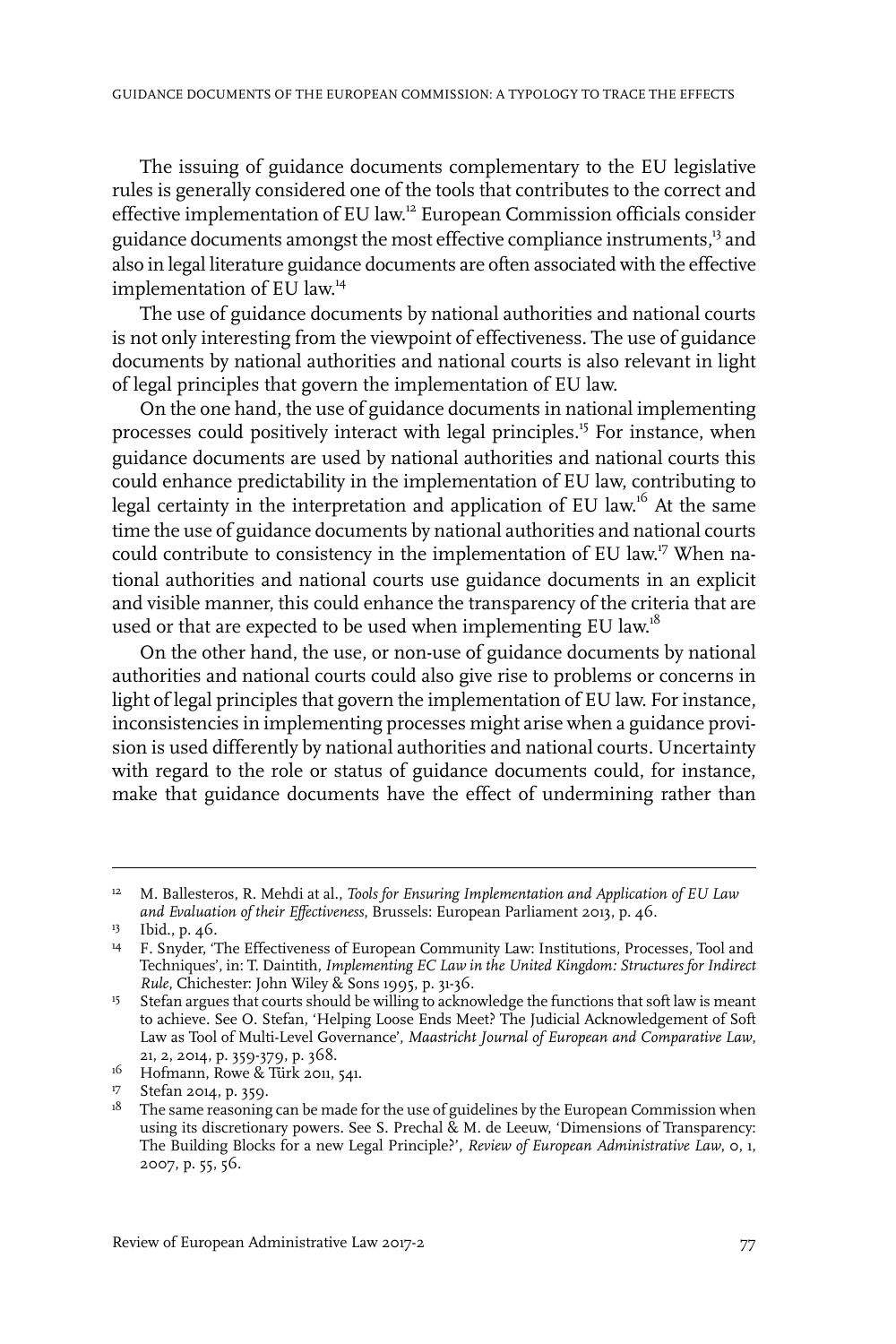The issuing of guidance documents complementary to the EU legislative rules is generally considered one of the tools that contributes to the correct and effective implementation of EU law.[12] European Commission officials consider guidance documents amongst the most effective compliance instruments,[13] and also in legal literature guidance documents are often associated with the effective implementation of EU law.[14]

The use of guidance documents by national authorities and national courts is not only interesting from the viewpoint of effectiveness. The use of guidance documents by national authorities and national courts is also relevant in light of legal principles that govern the implementation of EU law.

On the one hand, the use of guidance documents in national implementing processes could positively interact with legal principles.[15] For instance, when guidance documents are used by national authorities and national courts this could enhance predictability in the implementation of EU law, contributing to legal certainty in the interpretation and application of EU law.[16] At the same time the use of guidance documents by national authorities and national courts could contribute to consistency in the implementation of EU law.[17] When national authorities and national courts use guidance documents in an explicit and visible manner, this could enhance the transparency of the criteria that are used or that are expected to be used when implementing EU law.[18]

On the other hand, the use, or non-use of guidance documents by national authorities and national courts could also give rise to problems or concerns in light of legal principles that govern the implementation of EU law. For instance, inconsistencies in implementing processes might arise when a guidance provision is used differently by national authorities and national courts. Uncertainty with regard to the role or status of guidance documents could, for instance, make that guidance documents have the effect of undermining rather than

---

[12] M. Ballesteros, R. Mehdi at al., *Tools for Ensuring Implementation and Application of EU Law and Evaluation of their Effectiveness*, Brussels: European Parliament 2013, p. 46.

[13] Ibid., p. 46.

[14] F. Snyder, 'The Effectiveness of European Community Law: Institutions, Processes, Tool and Techniques', in: T. Daintith, *Implementing EC Law in the United Kingdom: Structures for Indirect Rule*, Chichester: John Wiley & Sons 1995, p. 31-36.

[15] Stefan argues that courts should be willing to acknowledge the functions that soft law is meant to achieve. See O. Stefan, 'Helping Loose Ends Meet? The Judicial Acknowledgement of Soft Law as Tool of Multi-Level Governance', *Maastricht Journal of European and Comparative Law*, 21, 2, 2014, p. 359-379, p. 368.

[16] Hofmann, Rowe & Türk 2011, 541.

[17] Stefan 2014, p. 359.

[18] The same reasoning can be made for the use of guidelines by the European Commission when using its discretionary powers. See S. Prechal & M. de Leeuw, 'Dimensions of Transparency: The Building Blocks for a new Legal Principle?', *Review of European Administrative Law*, 0, 1, 2007, p. 55, 56.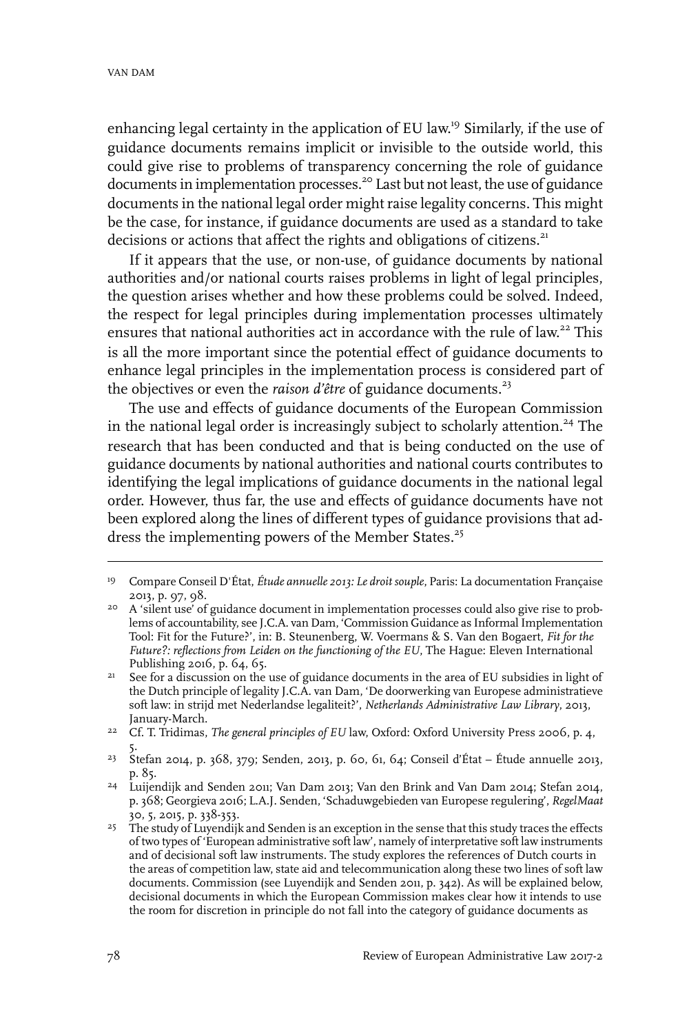enhancing legal certainty in the application of EU law.[19] Similarly, if the use of guidance documents remains implicit or invisible to the outside world, this could give rise to problems of transparency concerning the role of guidance documents in implementation processes.[20] Last but not least, the use of guidance documents in the national legal order might raise legality concerns. This might be the case, for instance, if guidance documents are used as a standard to take decisions or actions that affect the rights and obligations of citizens.[21]

If it appears that the use, or non-use, of guidance documents by national authorities and/or national courts raises problems in light of legal principles, the question arises whether and how these problems could be solved. Indeed, the respect for legal principles during implementation processes ultimately ensures that national authorities act in accordance with the rule of law.[22] This is all the more important since the potential effect of guidance documents to enhance legal principles in the implementation process is considered part of the objectives or even the *raison d'être* of guidance documents.[23]

The use and effects of guidance documents of the European Commission in the national legal order is increasingly subject to scholarly attention.[24] The research that has been conducted and that is being conducted on the use of guidance documents by national authorities and national courts contributes to identifying the legal implications of guidance documents in the national legal order. However, thus far, the use and effects of guidance documents have not been explored along the lines of different types of guidance provisions that address the implementing powers of the Member States.[25]

---

19 Compare Conseil D'État, *Étude annuelle 2013: Le droit souple*, Paris: La documentation Française 2013, p. 97, 98.

20 A 'silent use' of guidance document in implementation processes could also give rise to problems of accountability, see J.C.A. van Dam, 'Commission Guidance as Informal Implementation Tool: Fit for the Future?', in: B. Steunenberg, W. Voermans & S. Van den Bogaert, *Fit for the Future?: reflections from Leiden on the functioning of the EU*, The Hague: Eleven International Publishing 2016, p. 64, 65.

21 See for a discussion on the use of guidance documents in the area of EU subsidies in light of the Dutch principle of legality J.C.A. van Dam, 'De doorwerking van Europese administratieve soft law: in strijd met Nederlandse legaliteit?', *Netherlands Administrative Law Library*, 2013, January-March.

22 Cf. T. Tridimas, *The general principles of EU* law, Oxford: Oxford University Press 2006, p. 4, 5.

23 Stefan 2014, p. 368, 379; Senden, 2013, p. 60, 61, 64; Conseil d'État – Étude annuelle 2013, p. 85.

24 Luijendijk and Senden 2011; Van Dam 2013; Van den Brink and Van Dam 2014; Stefan 2014, p. 368; Georgieva 2016; L.A.J. Senden, 'Schaduwgebieden van Europese regulering', *RegelMaat* 30, 5, 2015, p. 338-353.

25 The study of Luyendijk and Senden is an exception in the sense that this study traces the effects of two types of 'European administrative soft law', namely of interpretative soft law instruments and of decisional soft law instruments. The study explores the references of Dutch courts in the areas of competition law, state aid and telecommunication along these two lines of soft law documents. Commission (see Luyendijk and Senden 2011, p. 342). As will be explained below, decisional documents in which the European Commission makes clear how it intends to use the room for discretion in principle do not fall into the category of guidance documents as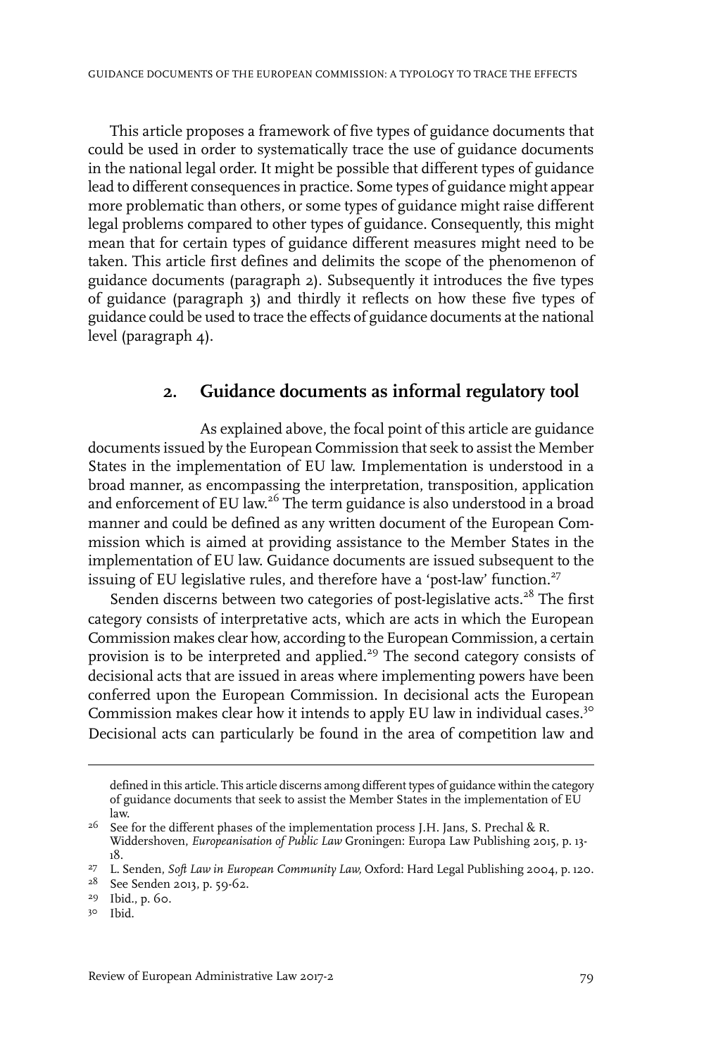This article proposes a framework of five types of guidance documents that could be used in order to systematically trace the use of guidance documents in the national legal order. It might be possible that different types of guidance lead to different consequences in practice. Some types of guidance might appear more problematic than others, or some types of guidance might raise different legal problems compared to other types of guidance. Consequently, this might mean that for certain types of guidance different measures might need to be taken. This article first defines and delimits the scope of the phenomenon of guidance documents (paragraph 2). Subsequently it introduces the five types of guidance (paragraph 3) and thirdly it reflects on how these five types of guidance could be used to trace the effects of guidance documents at the national level (paragraph 4).

## 2. Guidance documents as informal regulatory tool

As explained above, the focal point of this article are guidance documents issued by the European Commission that seek to assist the Member States in the implementation of EU law. Implementation is understood in a broad manner, as encompassing the interpretation, transposition, application and enforcement of EU law.[26] The term guidance is also understood in a broad manner and could be defined as any written document of the European Commission which is aimed at providing assistance to the Member States in the implementation of EU law. Guidance documents are issued subsequent to the issuing of EU legislative rules, and therefore have a 'post-law' function.[27]

Senden discerns between two categories of post-legislative acts.[28] The first category consists of interpretative acts, which are acts in which the European Commission makes clear how, according to the European Commission, a certain provision is to be interpreted and applied.[29] The second category consists of decisional acts that are issued in areas where implementing powers have been conferred upon the European Commission. In decisional acts the European Commission makes clear how it intends to apply EU law in individual cases.[30] Decisional acts can particularly be found in the area of competition law and

---

defined in this article. This article discerns among different types of guidance within the category of guidance documents that seek to assist the Member States in the implementation of EU law.

26 See for the different phases of the implementation process J.H. Jans, S. Prechal & R. Widdershoven, *Europeanisation of Public Law* Groningen: Europa Law Publishing 2015, p. 13-18.

27 L. Senden, *Soft Law in European Community Law,* Oxford: Hard Legal Publishing 2004, p. 120.

28 See Senden 2013, p. 59-62.

29 Ibid., p. 60.

30 Ibid.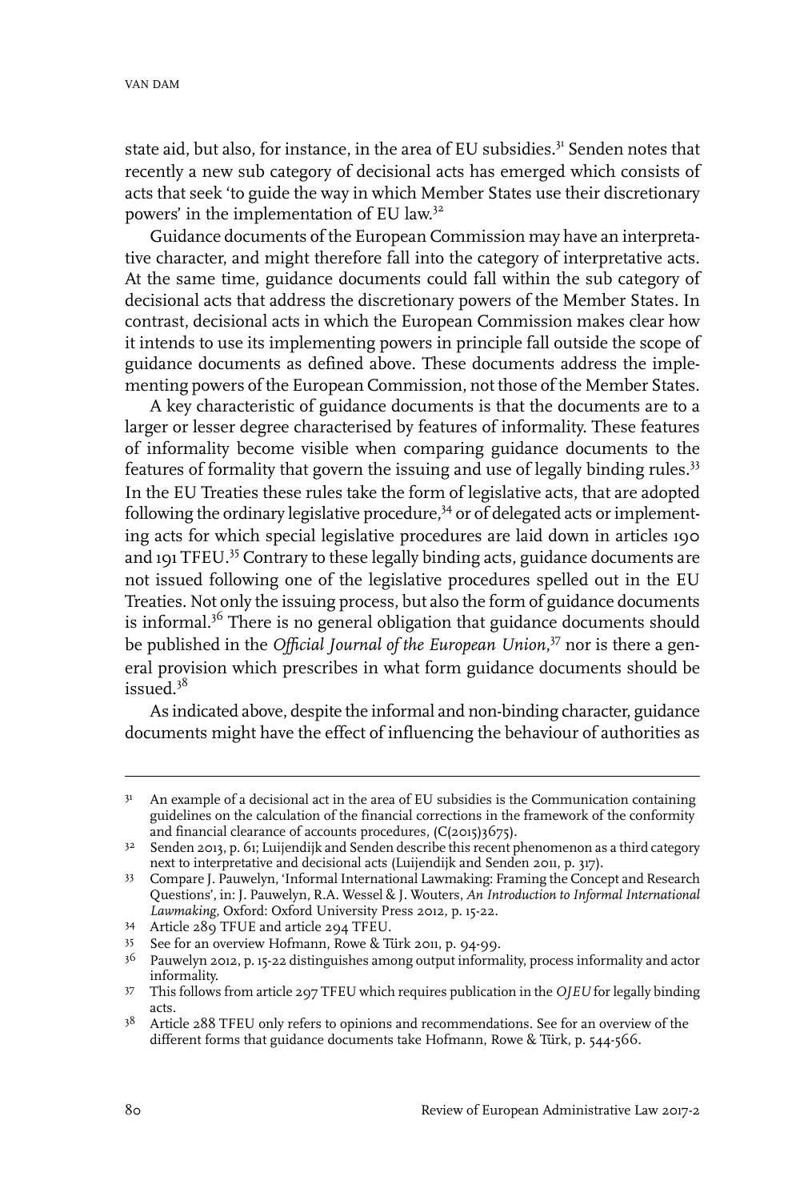state aid, but also, for instance, in the area of EU subsidies.[31] Senden notes that recently a new sub category of decisional acts has emerged which consists of acts that seek 'to guide the way in which Member States use their discretionary powers' in the implementation of EU law.[32]

Guidance documents of the European Commission may have an interpretative character, and might therefore fall into the category of interpretative acts. At the same time, guidance documents could fall within the sub category of decisional acts that address the discretionary powers of the Member States. In contrast, decisional acts in which the European Commission makes clear how it intends to use its implementing powers in principle fall outside the scope of guidance documents as defined above. These documents address the implementing powers of the European Commission, not those of the Member States.

A key characteristic of guidance documents is that the documents are to a larger or lesser degree characterised by features of informality. These features of informality become visible when comparing guidance documents to the features of formality that govern the issuing and use of legally binding rules.[33] In the EU Treaties these rules take the form of legislative acts, that are adopted following the ordinary legislative procedure,[34] or of delegated acts or implementing acts for which special legislative procedures are laid down in articles 190 and 191 TFEU.[35] Contrary to these legally binding acts, guidance documents are not issued following one of the legislative procedures spelled out in the EU Treaties. Not only the issuing process, but also the form of guidance documents is informal.[36] There is no general obligation that guidance documents should be published in the *Official Journal of the European Union*,[37] nor is there a general provision which prescribes in what form guidance documents should be issued.[38]

As indicated above, despite the informal and non-binding character, guidance documents might have the effect of influencing the behaviour of authorities as

---

31 An example of a decisional act in the area of EU subsidies is the Communication containing guidelines on the calculation of the financial corrections in the framework of the conformity and financial clearance of accounts procedures, (C(2015)3675).

32 Senden 2013, p. 61; Luijendijk and Senden describe this recent phenomenon as a third category next to interpretative and decisional acts (Luijendijk and Senden 2011, p. 317).

33 Compare J. Pauwelyn, 'Informal International Lawmaking: Framing the Concept and Research Questions', in: J. Pauwelyn, R.A. Wessel & J. Wouters, *An Introduction to Informal International Lawmaking*, Oxford: Oxford University Press 2012, p. 15-22.

34 Article 289 TFUE and article 294 TFEU.

35 See for an overview Hofmann, Rowe & Türk 2011, p. 94-99.

36 Pauwelyn 2012, p. 15-22 distinguishes among output informality, process informality and actor informality.

37 This follows from article 297 TFEU which requires publication in the *OJEU* for legally binding acts.

38 Article 288 TFEU only refers to opinions and recommendations. See for an overview of the different forms that guidance documents take Hofmann, Rowe & Türk, p. 544-566.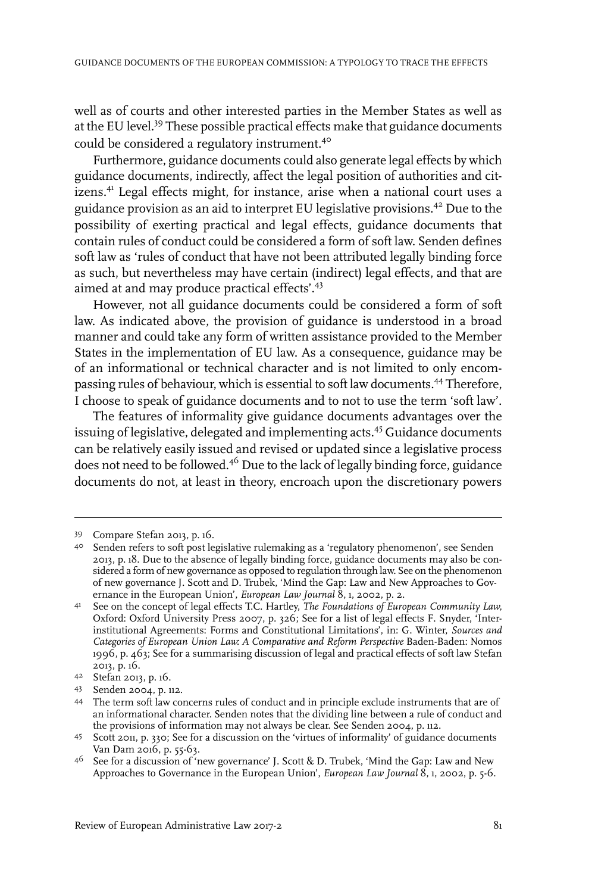well as of courts and other interested parties in the Member States as well as at the EU level.[39] These possible practical effects make that guidance documents could be considered a regulatory instrument.[40]

Furthermore, guidance documents could also generate legal effects by which guidance documents, indirectly, affect the legal position of authorities and citizens.[41] Legal effects might, for instance, arise when a national court uses a guidance provision as an aid to interpret EU legislative provisions.[42] Due to the possibility of exerting practical and legal effects, guidance documents that contain rules of conduct could be considered a form of soft law. Senden defines soft law as 'rules of conduct that have not been attributed legally binding force as such, but nevertheless may have certain (indirect) legal effects, and that are aimed at and may produce practical effects'.[43]

However, not all guidance documents could be considered a form of soft law. As indicated above, the provision of guidance is understood in a broad manner and could take any form of written assistance provided to the Member States in the implementation of EU law. As a consequence, guidance may be of an informational or technical character and is not limited to only encompassing rules of behaviour, which is essential to soft law documents.[44] Therefore, I choose to speak of guidance documents and to not to use the term 'soft law'.

The features of informality give guidance documents advantages over the issuing of legislative, delegated and implementing acts.[45] Guidance documents can be relatively easily issued and revised or updated since a legislative process does not need to be followed.[46] Due to the lack of legally binding force, guidance documents do not, at least in theory, encroach upon the discretionary powers

---

39 Compare Stefan 2013, p. 16.

40 Senden refers to soft post legislative rulemaking as a 'regulatory phenomenon', see Senden 2013, p. 18. Due to the absence of legally binding force, guidance documents may also be considered a form of new governance as opposed to regulation through law. See on the phenomenon of new governance J. Scott and D. Trubek, 'Mind the Gap: Law and New Approaches to Governance in the European Union', *European Law Journal* 8, 1, 2002, p. 2.

41 See on the concept of legal effects T.C. Hartley, *The Foundations of European Community Law,* Oxford: Oxford University Press 2007, p. 326; See for a list of legal effects F. Snyder, 'Interinstitutional Agreements: Forms and Constitutional Limitations', in: G. Winter, *Sources and Categories of European Union Law: A Comparative and Reform Perspective* Baden-Baden: Nomos 1996, p. 463; See for a summarising discussion of legal and practical effects of soft law Stefan 2013, p. 16.

42 Stefan 2013, p. 16.

43 Senden 2004, p. 112.

44 The term soft law concerns rules of conduct and in principle exclude instruments that are of an informational character. Senden notes that the dividing line between a rule of conduct and the provisions of information may not always be clear. See Senden 2004, p. 112.

45 Scott 2011, p. 330; See for a discussion on the 'virtues of informality' of guidance documents Van Dam 2016, p. 55-63.

46 See for a discussion of 'new governance' J. Scott & D. Trubek, 'Mind the Gap: Law and New Approaches to Governance in the European Union', *European Law Journal* 8, 1, 2002, p. 5-6.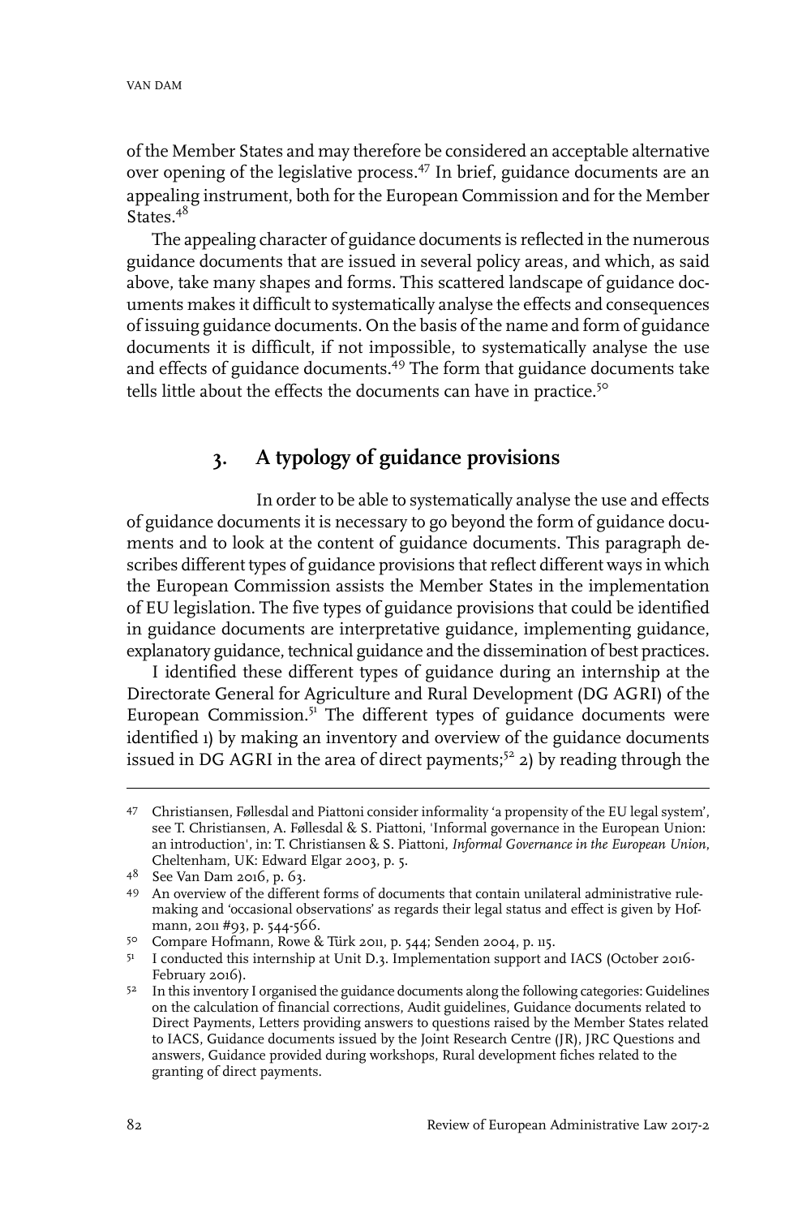of the Member States and may therefore be considered an acceptable alternative over opening of the legislative process.[47] In brief, guidance documents are an appealing instrument, both for the European Commission and for the Member States.[48]

The appealing character of guidance documents is reflected in the numerous guidance documents that are issued in several policy areas, and which, as said above, take many shapes and forms. This scattered landscape of guidance documents makes it difficult to systematically analyse the effects and consequences of issuing guidance documents. On the basis of the name and form of guidance documents it is difficult, if not impossible, to systematically analyse the use and effects of guidance documents.[49] The form that guidance documents take tells little about the effects the documents can have in practice.[50]

## 3. A typology of guidance provisions

In order to be able to systematically analyse the use and effects of guidance documents it is necessary to go beyond the form of guidance documents and to look at the content of guidance documents. This paragraph describes different types of guidance provisions that reflect different ways in which the European Commission assists the Member States in the implementation of EU legislation. The five types of guidance provisions that could be identified in guidance documents are interpretative guidance, implementing guidance, explanatory guidance, technical guidance and the dissemination of best practices.

I identified these different types of guidance during an internship at the Directorate General for Agriculture and Rural Development (DG AGRI) of the European Commission.[51] The different types of guidance documents were identified 1) by making an inventory and overview of the guidance documents issued in DG AGRI in the area of direct payments;[52] 2) by reading through the

---

47 Christiansen, Føllesdal and Piattoni consider informality 'a propensity of the EU legal system', see T. Christiansen, A. Føllesdal & S. Piattoni, 'Informal governance in the European Union: an introduction', in: T. Christiansen & S. Piattoni, *Informal Governance in the European Union*, Cheltenham, UK: Edward Elgar 2003, p. 5.

48 See Van Dam 2016, p. 63.

49 An overview of the different forms of documents that contain unilateral administrative rule-making and 'occasional observations' as regards their legal status and effect is given by Hofmann, 2011 #93, p. 544-566.

50 Compare Hofmann, Rowe & Türk 2011, p. 544; Senden 2004, p. 115.

51 I conducted this internship at Unit D.3. Implementation support and IACS (October 2016-February 2016).

52 In this inventory I organised the guidance documents along the following categories: Guidelines on the calculation of financial corrections, Audit guidelines, Guidance documents related to Direct Payments, Letters providing answers to questions raised by the Member States related to IACS, Guidance documents issued by the Joint Research Centre (JR), JRC Questions and answers, Guidance provided during workshops, Rural development fiches related to the granting of direct payments.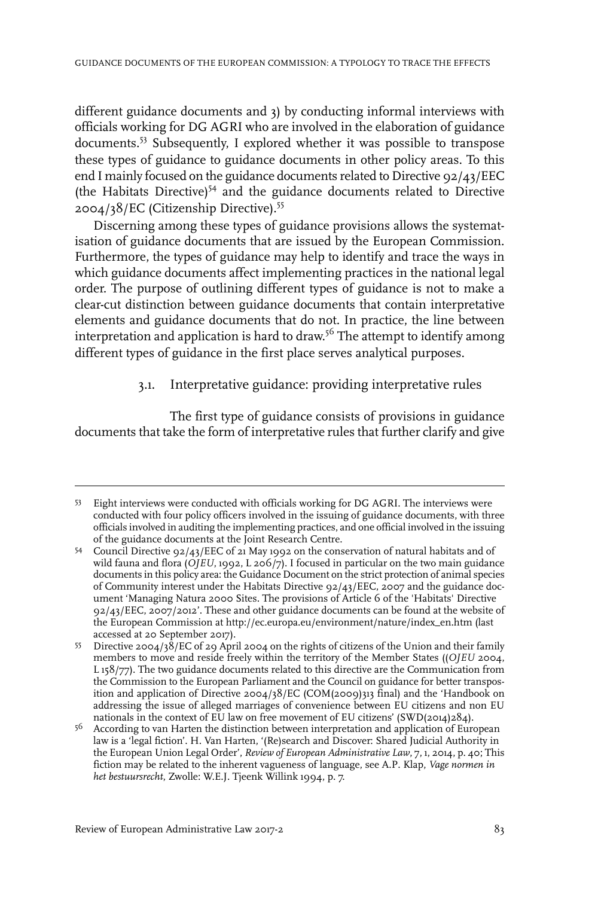different guidance documents and 3) by conducting informal interviews with officials working for DG AGRI who are involved in the elaboration of guidance documents.[53] Subsequently, I explored whether it was possible to transpose these types of guidance to guidance documents in other policy areas. To this end I mainly focused on the guidance documents related to Directive 92/43/EEC (the Habitats Directive)[54] and the guidance documents related to Directive 2004/38/EC (Citizenship Directive).[55]

Discerning among these types of guidance provisions allows the systematisation of guidance documents that are issued by the European Commission. Furthermore, the types of guidance may help to identify and trace the ways in which guidance documents affect implementing practices in the national legal order. The purpose of outlining different types of guidance is not to make a clear-cut distinction between guidance documents that contain interpretative elements and guidance documents that do not. In practice, the line between interpretation and application is hard to draw.[56] The attempt to identify among different types of guidance in the first place serves analytical purposes.

### 3.1. Interpretative guidance: providing interpretative rules

The first type of guidance consists of provisions in guidance documents that take the form of interpretative rules that further clarify and give

---

53 Eight interviews were conducted with officials working for DG AGRI. The interviews were conducted with four policy officers involved in the issuing of guidance documents, with three officials involved in auditing the implementing practices, and one official involved in the issuing of the guidance documents at the Joint Research Centre.

54 Council Directive 92/43/EEC of 21 May 1992 on the conservation of natural habitats and of wild fauna and flora (*OJEU*, 1992, L 206/7). I focused in particular on the two main guidance documents in this policy area: the Guidance Document on the strict protection of animal species of Community interest under the Habitats Directive 92/43/EEC, 2007 and the guidance document 'Managing Natura 2000 Sites. The provisions of Article 6 of the 'Habitats' Directive 92/43/EEC, 2007/2012'. These and other guidance documents can be found at the website of the European Commission at http://ec.europa.eu/environment/nature/index_en.htm (last accessed at 20 September 2017).

55 Directive 2004/38/EC of 29 April 2004 on the rights of citizens of the Union and their family members to move and reside freely within the territory of the Member States ((*OJEU* 2004, L 158/77). The two guidance documents related to this directive are the Communication from the Commission to the European Parliament and the Council on guidance for better transposition and application of Directive 2004/38/EC (COM(2009)313 final) and the 'Handbook on addressing the issue of alleged marriages of convenience between EU citizens and non EU nationals in the context of EU law on free movement of EU citizens' (SWD(2014)284).

56 According to van Harten the distinction between interpretation and application of European law is a 'legal fiction'. H. Van Harten, '(Re)search and Discover: Shared Judicial Authority in the European Union Legal Order', *Review of European Administrative Law*, 7, 1, 2014, p. 40; This fiction may be related to the inherent vagueness of language, see A.P. Klap, *Vage normen in het bestuursrecht*, Zwolle: W.E.J. Tjeenk Willink 1994, p. 7.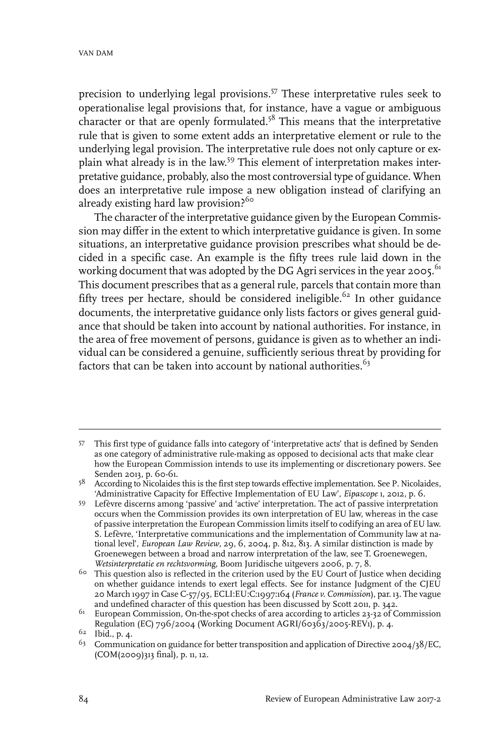precision to underlying legal provisions.[57] These interpretative rules seek to operationalise legal provisions that, for instance, have a vague or ambiguous character or that are openly formulated.[58] This means that the interpretative rule that is given to some extent adds an interpretative element or rule to the underlying legal provision. The interpretative rule does not only capture or explain what already is in the law.[59] This element of interpretation makes interpretative guidance, probably, also the most controversial type of guidance. When does an interpretative rule impose a new obligation instead of clarifying an already existing hard law provision?[60]

The character of the interpretative guidance given by the European Commission may differ in the extent to which interpretative guidance is given. In some situations, an interpretative guidance provision prescribes what should be decided in a specific case. An example is the fifty trees rule laid down in the working document that was adopted by the DG Agri services in the year 2005.[61] This document prescribes that as a general rule, parcels that contain more than fifty trees per hectare, should be considered ineligible.[62] In other guidance documents, the interpretative guidance only lists factors or gives general guidance that should be taken into account by national authorities. For instance, in the area of free movement of persons, guidance is given as to whether an individual can be considered a genuine, sufficiently serious threat by providing for factors that can be taken into account by national authorities.[63]

---

57 This first type of guidance falls into category of 'interpretative acts' that is defined by Senden as one category of administrative rule-making as opposed to decisional acts that make clear how the European Commission intends to use its implementing or discretionary powers. See Senden 2013, p. 60-61.

58 According to Nicolaides this is the first step towards effective implementation. See P. Nicolaides, 'Administrative Capacity for Effective Implementation of EU Law', *Eipascope* 1, 2012, p. 6.

59 Lefèvre discerns among 'passive' and 'active' interpretation. The act of passive interpretation occurs when the Commission provides its own interpretation of EU law, whereas in the case of passive interpretation the European Commission limits itself to codifying an area of EU law. S. Lefèvre, 'Interpretative communications and the implementation of Community law at national level', *European Law Review*, 29, 6, 2004, p. 812, 813. A similar distinction is made by Groenewegen between a broad and narrow interpretation of the law, see T. Groenewegen, *Wetsinterpretatie en rechtsvorming*, Boom Juridische uitgevers 2006, p. 7, 8.

60 This question also is reflected in the criterion used by the EU Court of Justice when deciding on whether guidance intends to exert legal effects. See for instance Judgment of the CJEU 20 March 1997 in Case C-57/95, ECLI:EU:C:1997:164 (*France v. Commission*), par. 13. The vague and undefined character of this question has been discussed by Scott 2011, p. 342.

61 European Commission, On-the-spot checks of area according to articles 23-32 of Commission Regulation (EC) 796/2004 (Working Document AGRI/60363/2005-REV1), p. 4.

62 Ibid., p. 4.

63 Communication on guidance for better transposition and application of Directive 2004/38/EC, (COM(2009)313 final), p. 11, 12.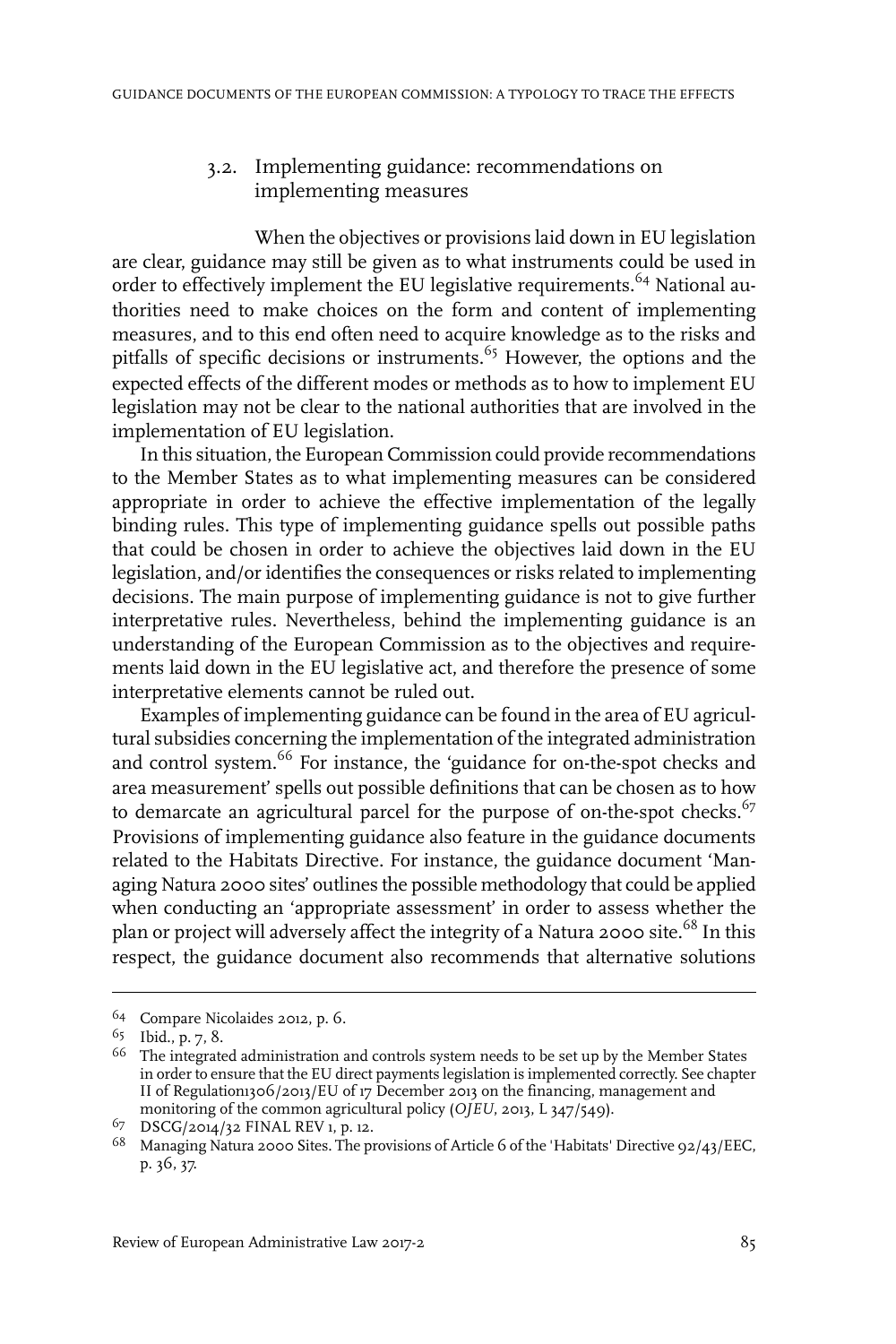### 3.2. Implementing guidance: recommendations on implementing measures

When the objectives or provisions laid down in EU legislation are clear, guidance may still be given as to what instruments could be used in order to effectively implement the EU legislative requirements.[64] National authorities need to make choices on the form and content of implementing measures, and to this end often need to acquire knowledge as to the risks and pitfalls of specific decisions or instruments.[65] However, the options and the expected effects of the different modes or methods as to how to implement EU legislation may not be clear to the national authorities that are involved in the implementation of EU legislation.

In this situation, the European Commission could provide recommendations to the Member States as to what implementing measures can be considered appropriate in order to achieve the effective implementation of the legally binding rules. This type of implementing guidance spells out possible paths that could be chosen in order to achieve the objectives laid down in the EU legislation, and/or identifies the consequences or risks related to implementing decisions. The main purpose of implementing guidance is not to give further interpretative rules. Nevertheless, behind the implementing guidance is an understanding of the European Commission as to the objectives and requirements laid down in the EU legislative act, and therefore the presence of some interpretative elements cannot be ruled out.

Examples of implementing guidance can be found in the area of EU agricultural subsidies concerning the implementation of the integrated administration and control system.[66] For instance, the 'guidance for on-the-spot checks and area measurement' spells out possible definitions that can be chosen as to how to demarcate an agricultural parcel for the purpose of on-the-spot checks.[67] Provisions of implementing guidance also feature in the guidance documents related to the Habitats Directive. For instance, the guidance document 'Managing Natura 2000 sites' outlines the possible methodology that could be applied when conducting an 'appropriate assessment' in order to assess whether the plan or project will adversely affect the integrity of a Natura 2000 site.[68] In this respect, the guidance document also recommends that alternative solutions

---

64 Compare Nicolaides 2012, p. 6.

65 Ibid., p. 7, 8.

66 The integrated administration and controls system needs to be set up by the Member States in order to ensure that the EU direct payments legislation is implemented correctly. See chapter II of Regulation1306/2013/EU of 17 December 2013 on the financing, management and monitoring of the common agricultural policy (*OJEU*, 2013, L 347/549).

67 DSCG/2014/32 FINAL REV 1, p. 12.

68 Managing Natura 2000 Sites. The provisions of Article 6 of the 'Habitats' Directive 92/43/EEC, p. 36, 37.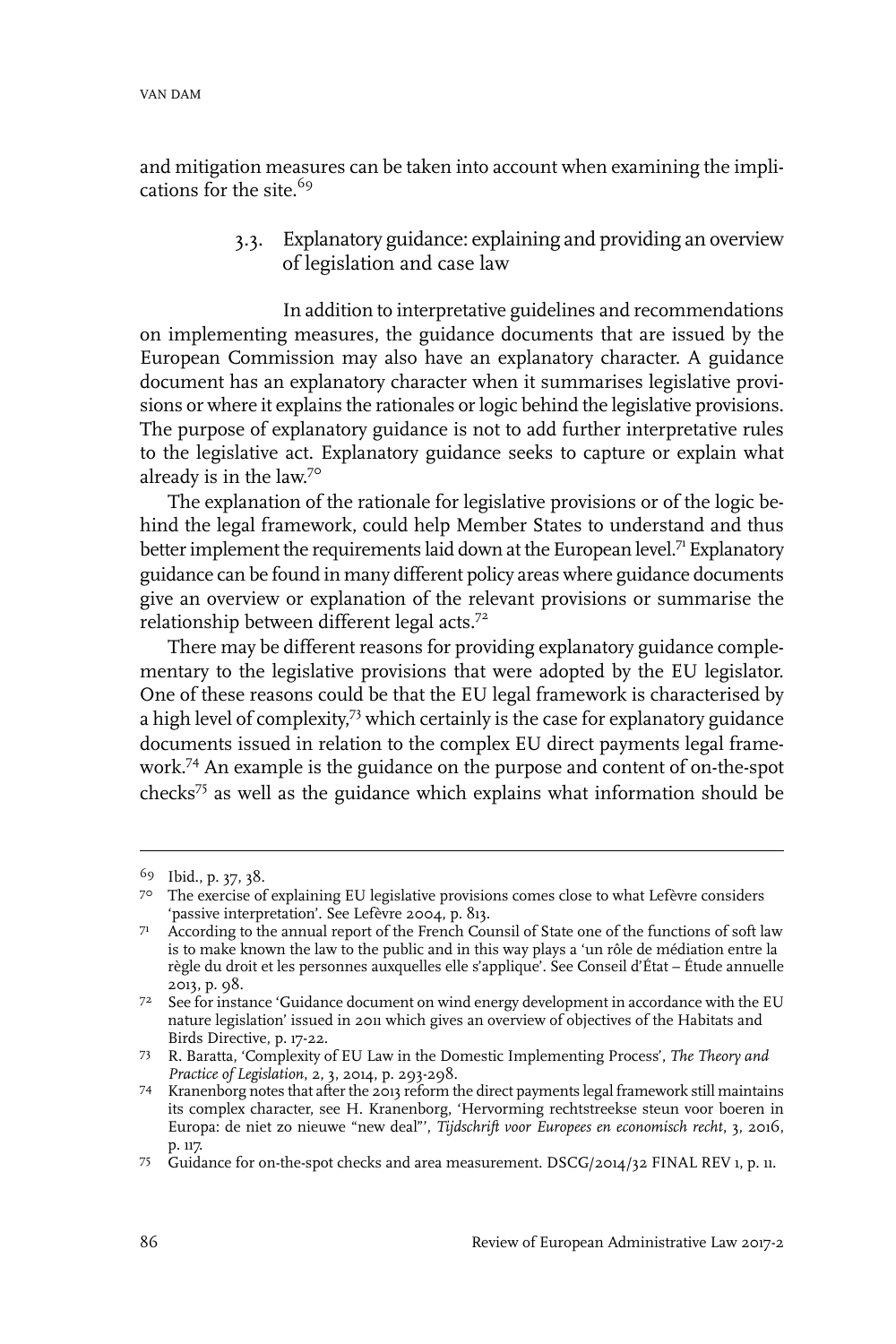and mitigation measures can be taken into account when examining the implications for the site.[69]

### 3.3. Explanatory guidance: explaining and providing an overview of legislation and case law

In addition to interpretative guidelines and recommendations on implementing measures, the guidance documents that are issued by the European Commission may also have an explanatory character. A guidance document has an explanatory character when it summarises legislative provisions or where it explains the rationales or logic behind the legislative provisions. The purpose of explanatory guidance is not to add further interpretative rules to the legislative act. Explanatory guidance seeks to capture or explain what already is in the law.[70]

The explanation of the rationale for legislative provisions or of the logic behind the legal framework, could help Member States to understand and thus better implement the requirements laid down at the European level.[71] Explanatory guidance can be found in many different policy areas where guidance documents give an overview or explanation of the relevant provisions or summarise the relationship between different legal acts.[72]

There may be different reasons for providing explanatory guidance complementary to the legislative provisions that were adopted by the EU legislator. One of these reasons could be that the EU legal framework is characterised by a high level of complexity,[73] which certainly is the case for explanatory guidance documents issued in relation to the complex EU direct payments legal framework.[74] An example is the guidance on the purpose and content of on-the-spot checks[75] as well as the guidance which explains what information should be

---

69 Ibid., p. 37, 38.

70 The exercise of explaining EU legislative provisions comes close to what Lefèvre considers 'passive interpretation'. See Lefèvre 2004, p. 813.

71 According to the annual report of the French Counsil of State one of the functions of soft law is to make known the law to the public and in this way plays a 'un rôle de médiation entre la règle du droit et les personnes auxquelles elle s'applique'. See Conseil d'État – Étude annuelle 2013, p. 98.

72 See for instance 'Guidance document on wind energy development in accordance with the EU nature legislation' issued in 2011 which gives an overview of objectives of the Habitats and Birds Directive, p. 17-22.

73 R. Baratta, 'Complexity of EU Law in the Domestic Implementing Process', *The Theory and Practice of Legislation*, 2, 3, 2014, p. 293-298.

74 Kranenborg notes that after the 2013 reform the direct payments legal framework still maintains its complex character, see H. Kranenborg, 'Hervorming rechtstreekse steun voor boeren in Europa: de niet zo nieuwe "new deal"', *Tijdschrift voor Europees en economisch recht*, 3, 2016, p. 117.

75 Guidance for on-the-spot checks and area measurement. DSCG/2014/32 FINAL REV 1, p. 11.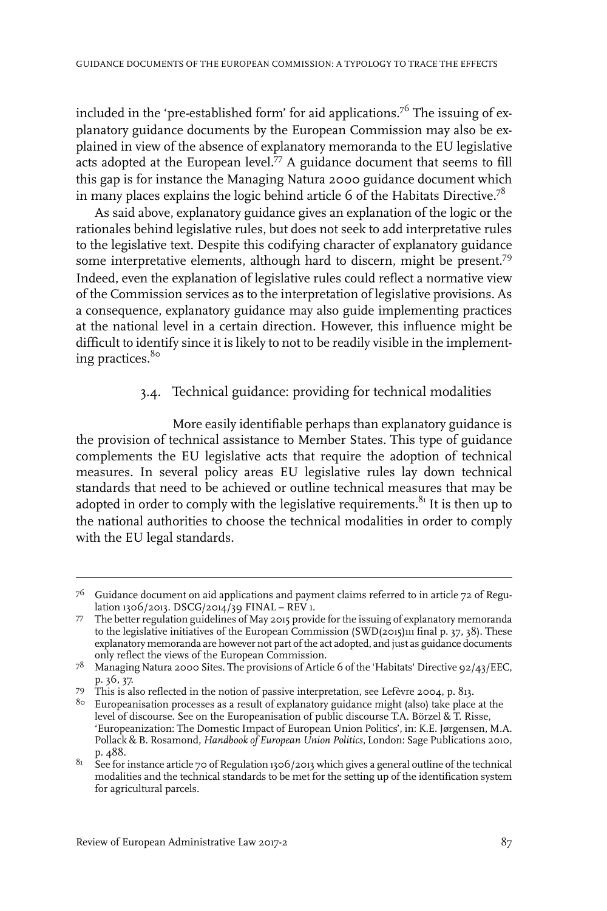included in the 'pre-established form' for aid applications.[76] The issuing of explanatory guidance documents by the European Commission may also be explained in view of the absence of explanatory memoranda to the EU legislative acts adopted at the European level.[77] A guidance document that seems to fill this gap is for instance the Managing Natura 2000 guidance document which in many places explains the logic behind article 6 of the Habitats Directive.[78]

As said above, explanatory guidance gives an explanation of the logic or the rationales behind legislative rules, but does not seek to add interpretative rules to the legislative text. Despite this codifying character of explanatory guidance some interpretative elements, although hard to discern, might be present.[79] Indeed, even the explanation of legislative rules could reflect a normative view of the Commission services as to the interpretation of legislative provisions. As a consequence, explanatory guidance may also guide implementing practices at the national level in a certain direction. However, this influence might be difficult to identify since it is likely to not to be readily visible in the implementing practices.[80]

### 3.4. Technical guidance: providing for technical modalities

More easily identifiable perhaps than explanatory guidance is the provision of technical assistance to Member States. This type of guidance complements the EU legislative acts that require the adoption of technical measures. In several policy areas EU legislative rules lay down technical standards that need to be achieved or outline technical measures that may be adopted in order to comply with the legislative requirements.[81] It is then up to the national authorities to choose the technical modalities in order to comply with the EU legal standards.

---

[76] Guidance document on aid applications and payment claims referred to in article 72 of Regulation 1306/2013. DSCG/2014/39 FINAL – REV 1.

[77] The better regulation guidelines of May 2015 provide for the issuing of explanatory memoranda to the legislative initiatives of the European Commission (SWD(2015)111 final p. 37, 38). These explanatory memoranda are however not part of the act adopted, and just as guidance documents only reflect the views of the European Commission.

[78] Managing Natura 2000 Sites. The provisions of Article 6 of the 'Habitats' Directive 92/43/EEC, p. 36, 37.

[79] This is also reflected in the notion of passive interpretation, see Lefèvre 2004, p. 813.

[80] Europeanisation processes as a result of explanatory guidance might (also) take place at the level of discourse. See on the Europeanisation of public discourse T.A. Börzel & T. Risse, 'Europeanization: The Domestic Impact of European Union Politics', in: K.E. Jørgensen, M.A. Pollack & B. Rosamond, *Handbook of European Union Politics*, London: Sage Publications 2010, p. 488.

[81] See for instance article 70 of Regulation 1306/2013 which gives a general outline of the technical modalities and the technical standards to be met for the setting up of the identification system for agricultural parcels.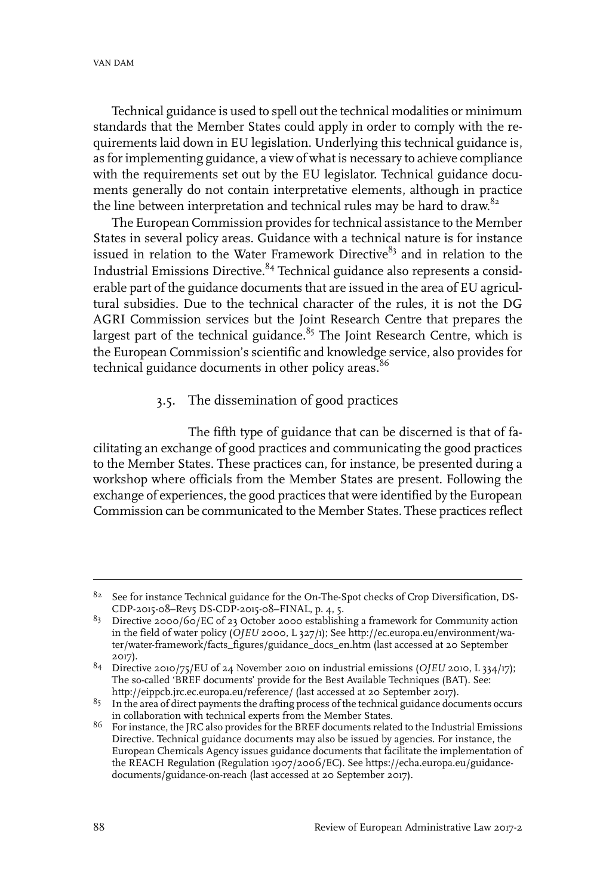Technical guidance is used to spell out the technical modalities or minimum standards that the Member States could apply in order to comply with the requirements laid down in EU legislation. Underlying this technical guidance is, as for implementing guidance, a view of what is necessary to achieve compliance with the requirements set out by the EU legislator. Technical guidance documents generally do not contain interpretative elements, although in practice the line between interpretation and technical rules may be hard to draw.[82]

The European Commission provides for technical assistance to the Member States in several policy areas. Guidance with a technical nature is for instance issued in relation to the Water Framework Directive[83] and in relation to the Industrial Emissions Directive.[84] Technical guidance also represents a considerable part of the guidance documents that are issued in the area of EU agricultural subsidies. Due to the technical character of the rules, it is not the DG AGRI Commission services but the Joint Research Centre that prepares the largest part of the technical guidance.[85] The Joint Research Centre, which is the European Commission's scientific and knowledge service, also provides for technical guidance documents in other policy areas.[86]

### 3.5. The dissemination of good practices

The fifth type of guidance that can be discerned is that of facilitating an exchange of good practices and communicating the good practices to the Member States. These practices can, for instance, be presented during a workshop where officials from the Member States are present. Following the exchange of experiences, the good practices that were identified by the European Commission can be communicated to the Member States. These practices reflect

---

[82] See for instance Technical guidance for the On-The-Spot checks of Crop Diversification, DS-CDP-2015-08–Rev5 DS-CDP-2015-08–FINAL, p. 4, 5.

[83] Directive 2000/60/EC of 23 October 2000 establishing a framework for Community action in the field of water policy (*OJEU* 2000, L 327/1); See http://ec.europa.eu/environment/water/water-framework/facts_figures/guidance_docs_en.htm (last accessed at 20 September 2017).

[84] Directive 2010/75/EU of 24 November 2010 on industrial emissions (*OJEU* 2010, L 334/17); The so-called 'BREF documents' provide for the Best Available Techniques (BAT). See: http://eippcb.jrc.ec.europa.eu/reference/ (last accessed at 20 September 2017).

[85] In the area of direct payments the drafting process of the technical guidance documents occurs in collaboration with technical experts from the Member States.

[86] For instance, the JRC also provides for the BREF documents related to the Industrial Emissions Directive. Technical guidance documents may also be issued by agencies. For instance, the European Chemicals Agency issues guidance documents that facilitate the implementation of the REACH Regulation (Regulation 1907/2006/EC). See https://echa.europa.eu/guidance-documents/guidance-on-reach (last accessed at 20 September 2017).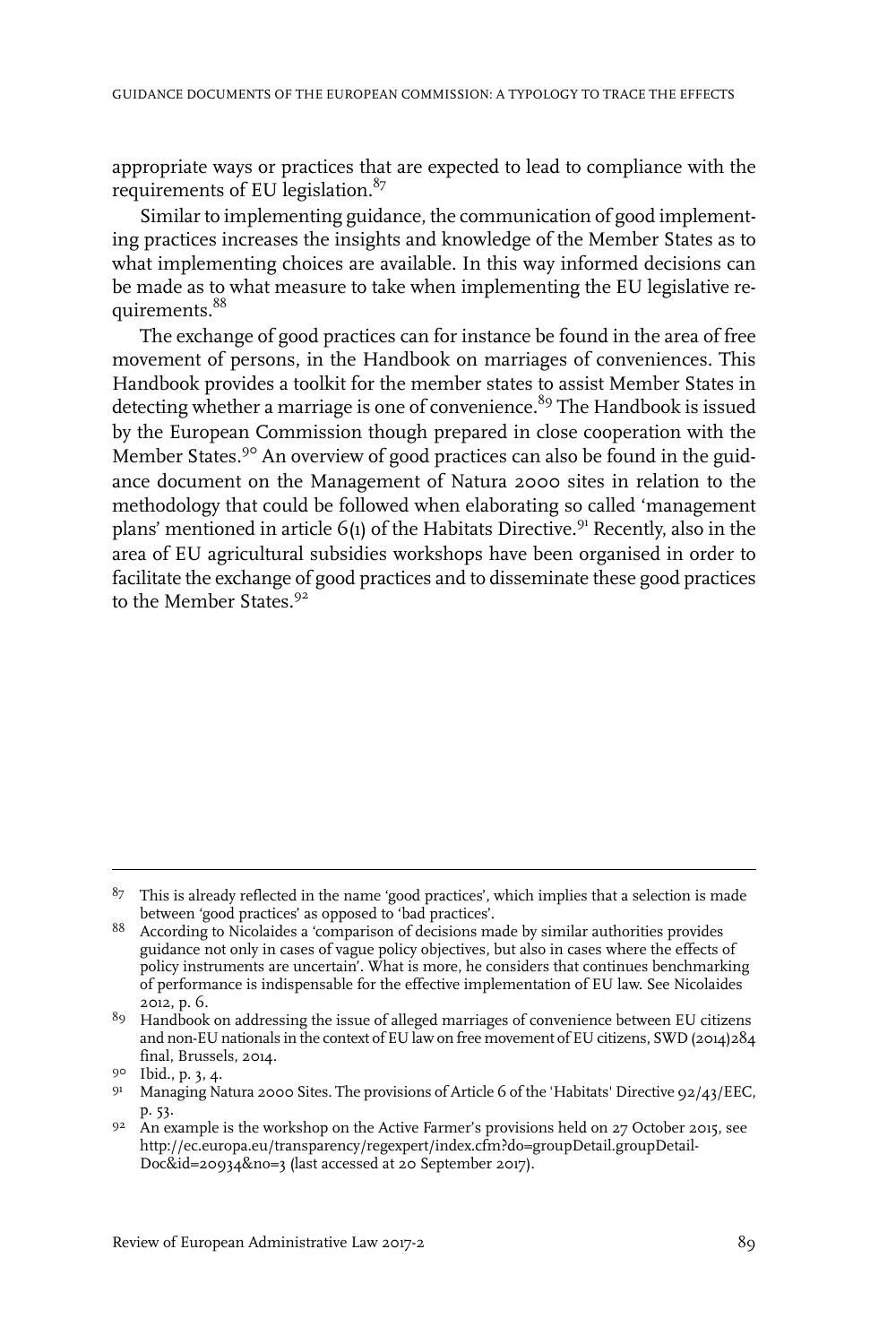appropriate ways or practices that are expected to lead to compliance with the requirements of EU legislation.[87]

Similar to implementing guidance, the communication of good implementing practices increases the insights and knowledge of the Member States as to what implementing choices are available. In this way informed decisions can be made as to what measure to take when implementing the EU legislative requirements.[88]

The exchange of good practices can for instance be found in the area of free movement of persons, in the Handbook on marriages of conveniences. This Handbook provides a toolkit for the member states to assist Member States in detecting whether a marriage is one of convenience.[89] The Handbook is issued by the European Commission though prepared in close cooperation with the Member States.[90] An overview of good practices can also be found in the guidance document on the Management of Natura 2000 sites in relation to the methodology that could be followed when elaborating so called 'management plans' mentioned in article 6(1) of the Habitats Directive.[91] Recently, also in the area of EU agricultural subsidies workshops have been organised in order to facilitate the exchange of good practices and to disseminate these good practices to the Member States.[92]

---

87 This is already reflected in the name 'good practices', which implies that a selection is made between 'good practices' as opposed to 'bad practices'.

88 According to Nicolaides a 'comparison of decisions made by similar authorities provides guidance not only in cases of vague policy objectives, but also in cases where the effects of policy instruments are uncertain'. What is more, he considers that continues benchmarking of performance is indispensable for the effective implementation of EU law. See Nicolaides 2012, p. 6.

89 Handbook on addressing the issue of alleged marriages of convenience between EU citizens and non-EU nationals in the context of EU law on free movement of EU citizens, SWD (2014)284 final, Brussels, 2014.

90 Ibid., p. 3, 4.

91 Managing Natura 2000 Sites. The provisions of Article 6 of the 'Habitats' Directive 92/43/EEC, p. 53.

92 An example is the workshop on the Active Farmer's provisions held on 27 October 2015, see http://ec.europa.eu/transparency/regexpert/index.cfm?do=groupDetail.groupDetailDoc&id=20934&no=3 (last accessed at 20 September 2017).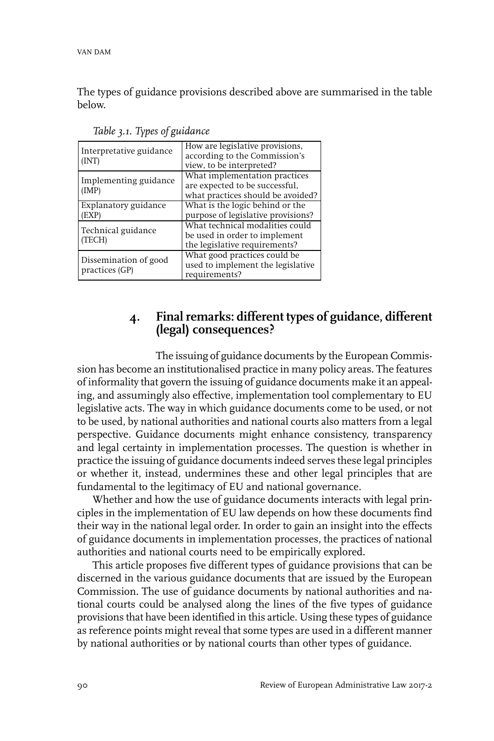The types of guidance provisions described above are summarised in the table below.

*Table 3.1. Types of guidance*

| | |
|---|---|
| Interpretative guidance (INT) | How are legislative provisions, according to the Commission's view, to be interpreted? |
| Implementing guidance (IMP) | What implementation practices are expected to be successful, what practices should be avoided? |
| Explanatory guidance (EXP) | What is the logic behind or the purpose of legislative provisions? |
| Technical guidance (TECH) | What technical modalities could be used in order to implement the legislative requirements? |
| Dissemination of good practices (GP) | What good practices could be used to implement the legislative requirements? |

## 4. Final remarks: different types of guidance, different (legal) consequences?

The issuing of guidance documents by the European Commission has become an institutionalised practice in many policy areas. The features of informality that govern the issuing of guidance documents make it an appealing, and assumingly also effective, implementation tool complementary to EU legislative acts. The way in which guidance documents come to be used, or not to be used, by national authorities and national courts also matters from a legal perspective. Guidance documents might enhance consistency, transparency and legal certainty in implementation processes. The question is whether in practice the issuing of guidance documents indeed serves these legal principles or whether it, instead, undermines these and other legal principles that are fundamental to the legitimacy of EU and national governance.

Whether and how the use of guidance documents interacts with legal principles in the implementation of EU law depends on how these documents find their way in the national legal order. In order to gain an insight into the effects of guidance documents in implementation processes, the practices of national authorities and national courts need to be empirically explored.

This article proposes five different types of guidance provisions that can be discerned in the various guidance documents that are issued by the European Commission. The use of guidance documents by national authorities and national courts could be analysed along the lines of the five types of guidance provisions that have been identified in this article. Using these types of guidance as reference points might reveal that some types are used in a different manner by national authorities or by national courts than other types of guidance.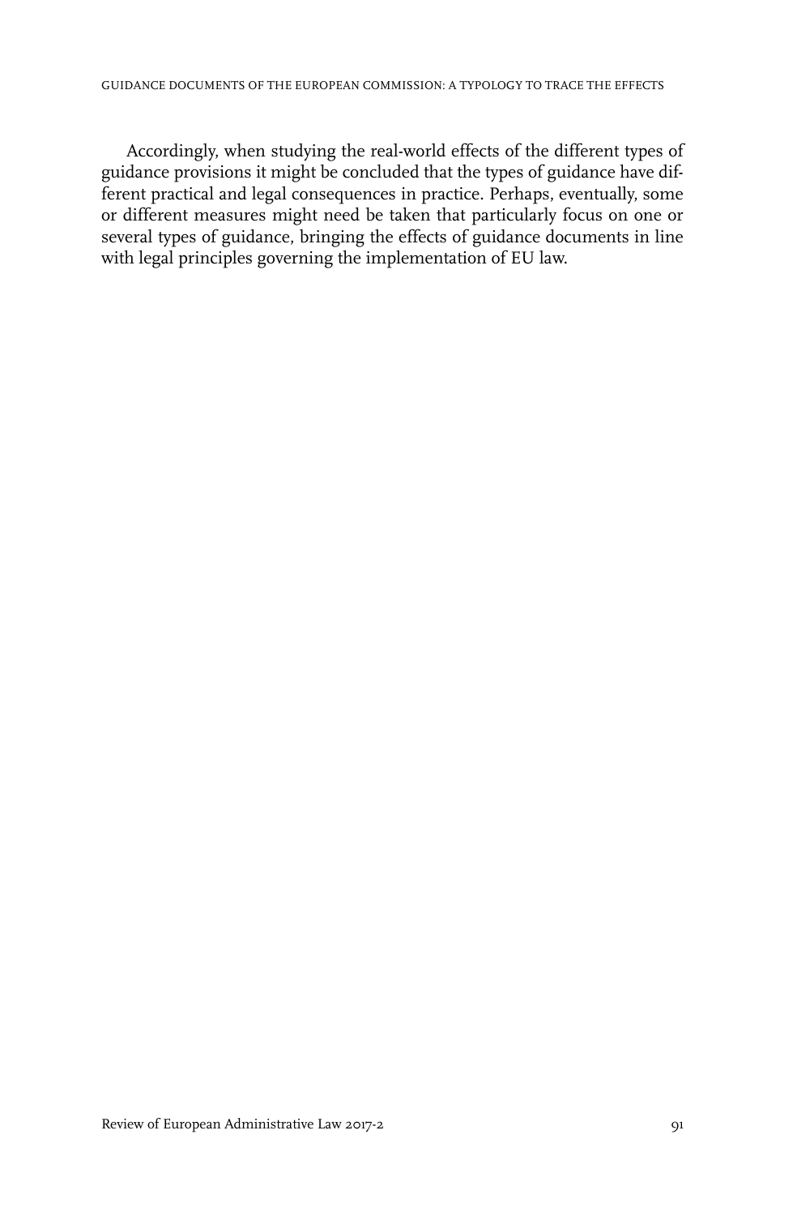Accordingly, when studying the real-world effects of the different types of guidance provisions it might be concluded that the types of guidance have different practical and legal consequences in practice. Perhaps, eventually, some or different measures might need be taken that particularly focus on one or several types of guidance, bringing the effects of guidance documents in line with legal principles governing the implementation of EU law.